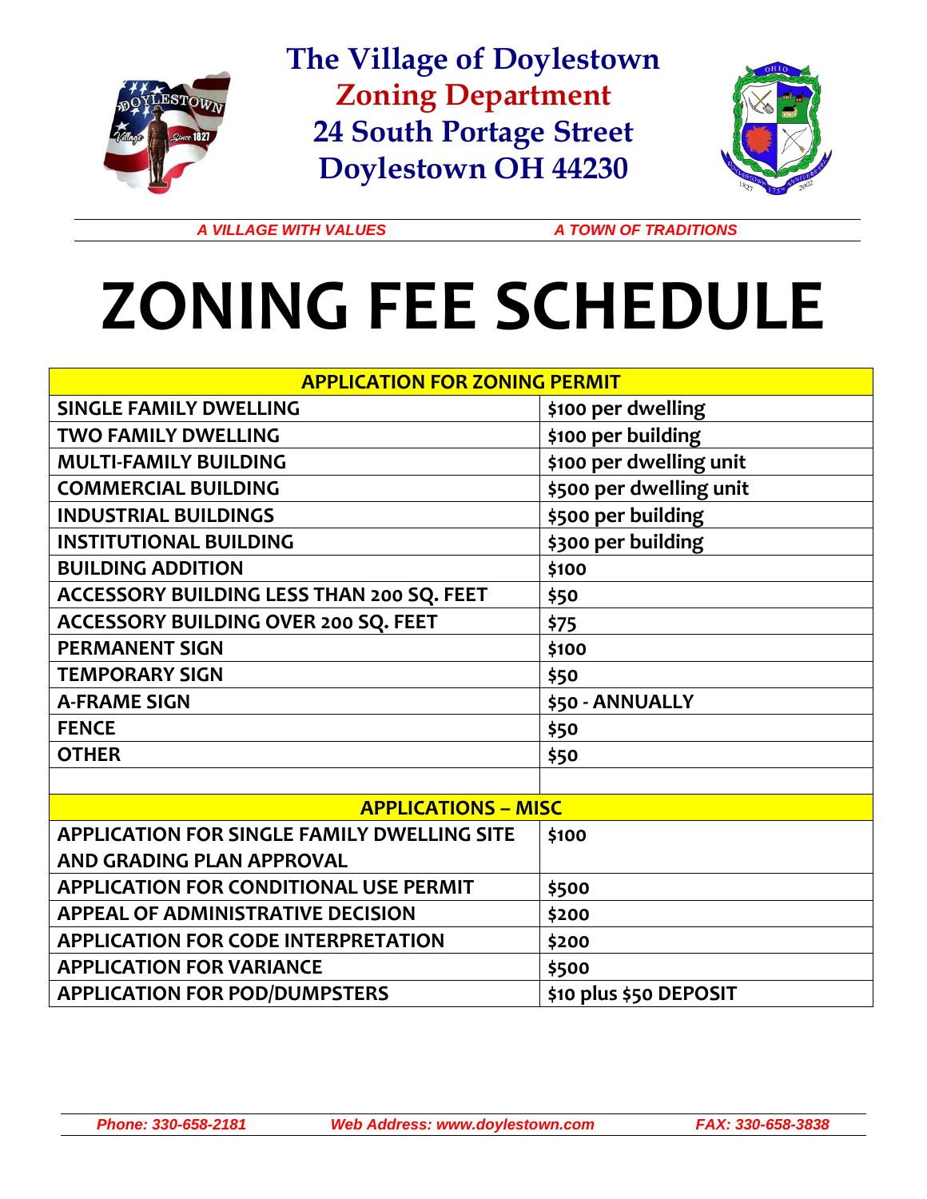# The Village of Doylestown
## Zoning Department
## 24 South Portage Street
## Doylestown OH 44230

*A VILLAGE WITH VALUES* *A TOWN OF TRADITIONS*

# ZONING FEE SCHEDULE

| APPLICATION FOR ZONING PERMIT | |
|---|---|
| SINGLE FAMILY DWELLING | $100 per dwelling |
| TWO FAMILY DWELLING | $100 per building |
| MULTI-FAMILY BUILDING | $100 per dwelling unit |
| COMMERCIAL BUILDING | $500 per dwelling unit |
| INDUSTRIAL BUILDINGS | $500 per building |
| INSTITUTIONAL BUILDING | $300 per building |
| BUILDING ADDITION | $100 |
| ACCESSORY BUILDING LESS THAN 200 SQ. FEET | $50 |
| ACCESSORY BUILDING OVER 200 SQ. FEET | $75 |
| PERMANENT SIGN | $100 |
| TEMPORARY SIGN | $50 |
| A-FRAME SIGN | $50 - ANNUALLY |
| FENCE | $50 |
| OTHER | $50 |
| | |
| **APPLICATIONS – MISC** | |
| APPLICATION FOR SINGLE FAMILY DWELLING SITE AND GRADING PLAN APPROVAL | $100 |
| APPLICATION FOR CONDITIONAL USE PERMIT | $500 |
| APPEAL OF ADMINISTRATIVE DECISION | $200 |
| APPLICATION FOR CODE INTERPRETATION | $200 |
| APPLICATION FOR VARIANCE | $500 |
| APPLICATION FOR POD/DUMPSTERS | $10 plus $50 DEPOSIT |

*Phone: 330-658-2181* *Web Address: www.doylestown.com* *FAX: 330-658-3838*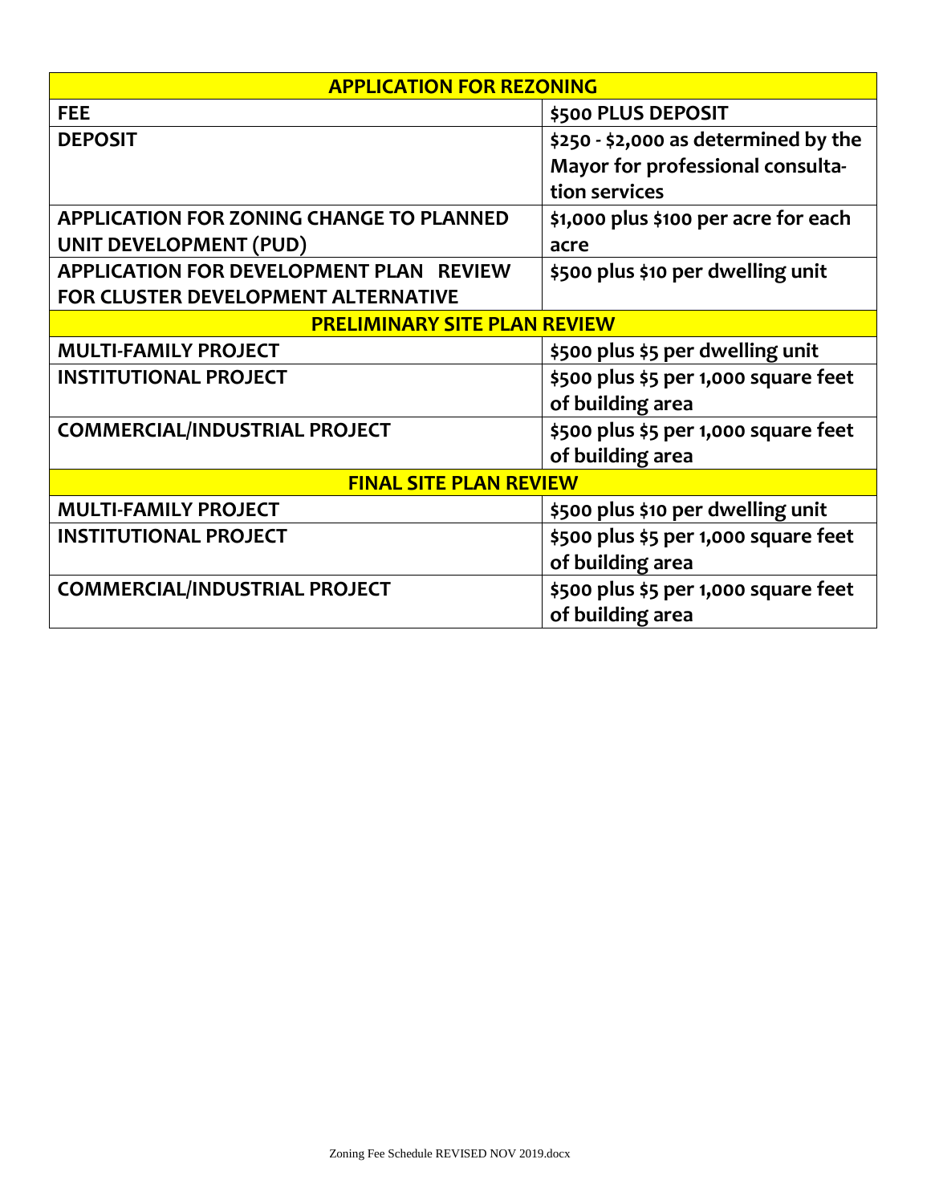| | |
|---|---|
| **APPLICATION FOR REZONING** | |
| **FEE** | **$500 PLUS DEPOSIT** |
| **DEPOSIT** | **$250 - $2,000 as determined by the Mayor for professional consulta-tion services** |
| **APPLICATION FOR ZONING CHANGE TO PLANNED UNIT DEVELOPMENT (PUD)** | **$1,000 plus $100 per acre for each acre** |
| **APPLICATION FOR DEVELOPMENT PLAN REVIEW FOR CLUSTER DEVELOPMENT ALTERNATIVE** | **$500 plus $10 per dwelling unit** |
| **PRELIMINARY SITE PLAN REVIEW** | |
| **MULTI-FAMILY PROJECT** | **$500 plus $5 per dwelling unit** |
| **INSTITUTIONAL PROJECT** | **$500 plus $5 per 1,000 square feet of building area** |
| **COMMERCIAL/INDUSTRIAL PROJECT** | **$500 plus $5 per 1,000 square feet of building area** |
| **FINAL SITE PLAN REVIEW** | |
| **MULTI-FAMILY PROJECT** | **$500 plus $10 per dwelling unit** |
| **INSTITUTIONAL PROJECT** | **$500 plus $5 per 1,000 square feet of building area** |
| **COMMERCIAL/INDUSTRIAL PROJECT** | **$500 plus $5 per 1,000 square feet of building area** |